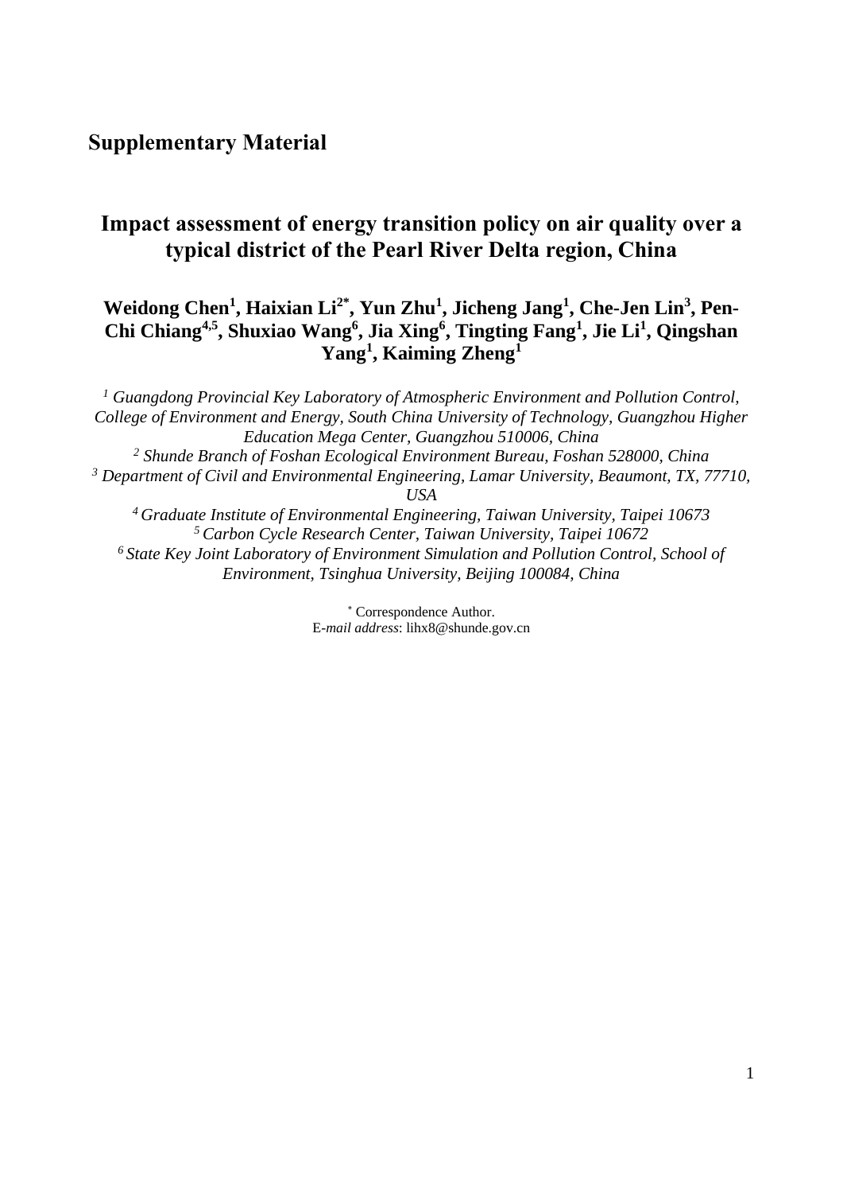# Supplementary Material

## Impact assessment of energy transition policy on air quality over a typical district of the Pearl River Delta region, China

**Weidong Chen[1], Haixian Li[2*], Yun Zhu[1], Jicheng Jang[1], Che-Jen Lin[3], Pen-Chi Chiang[4,5], Shuxiao Wang[6], Jia Xing[6], Tingting Fang[1], Jie Li[1], Qingshan Yang[1], Kaiming Zheng[1]**

*[1] Guangdong Provincial Key Laboratory of Atmospheric Environment and Pollution Control, College of Environment and Energy, South China University of Technology, Guangzhou Higher Education Mega Center, Guangzhou 510006, China*

*[2] Shunde Branch of Foshan Ecological Environment Bureau, Foshan 528000, China*

*[3] Department of Civil and Environmental Engineering, Lamar University, Beaumont, TX, 77710, USA*

*[4] Graduate Institute of Environmental Engineering, Taiwan University, Taipei 10673*

*[5] Carbon Cycle Research Center, Taiwan University, Taipei 10672*

*[6] State Key Joint Laboratory of Environment Simulation and Pollution Control, School of Environment, Tsinghua University, Beijing 100084, China*

[*] Correspondence Author.
E-*mail address*: lihx8@shunde.gov.cn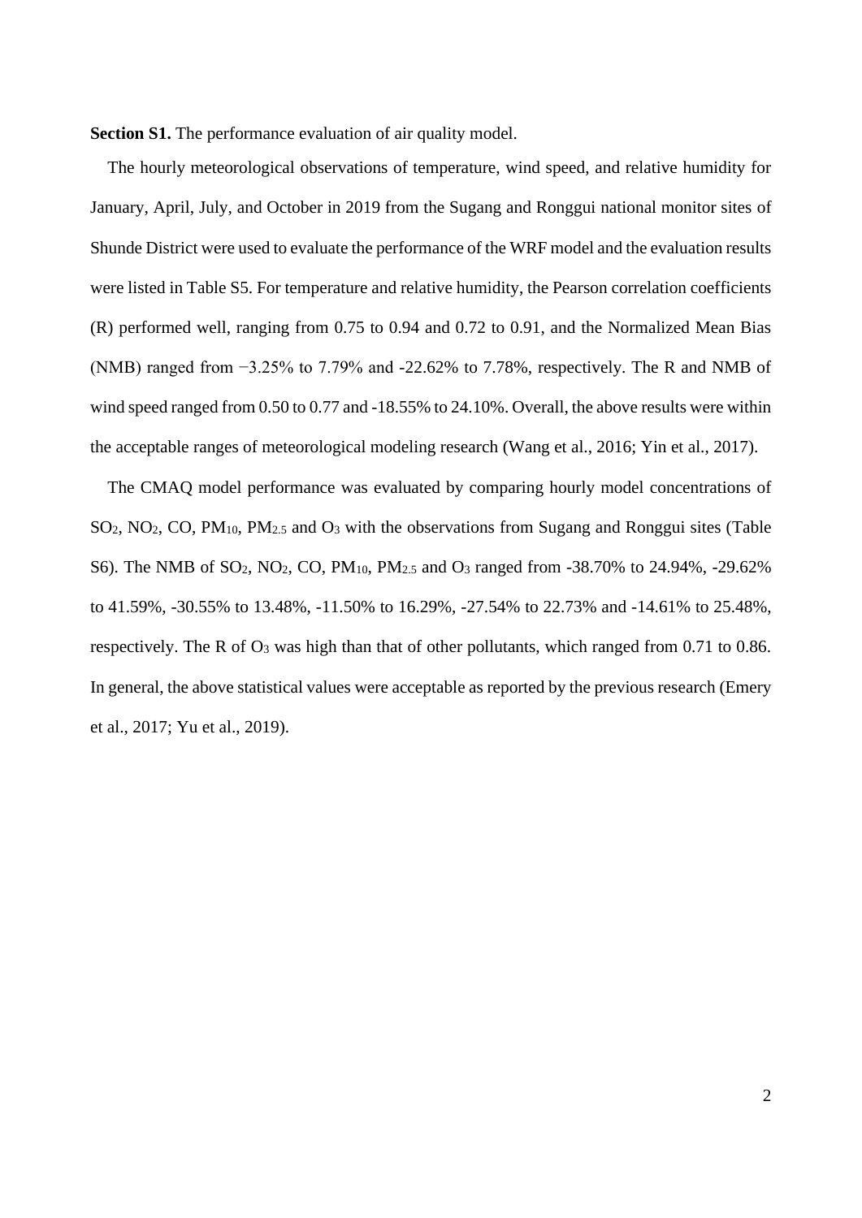**Section S1.** The performance evaluation of air quality model.

The hourly meteorological observations of temperature, wind speed, and relative humidity for January, April, July, and October in 2019 from the Sugang and Ronggui national monitor sites of Shunde District were used to evaluate the performance of the WRF model and the evaluation results were listed in Table S5. For temperature and relative humidity, the Pearson correlation coefficients (R) performed well, ranging from 0.75 to 0.94 and 0.72 to 0.91, and the Normalized Mean Bias (NMB) ranged from −3.25% to 7.79% and -22.62% to 7.78%, respectively. The R and NMB of wind speed ranged from 0.50 to 0.77 and -18.55% to 24.10%. Overall, the above results were within the acceptable ranges of meteorological modeling research (Wang et al., 2016; Yin et al., 2017).

The CMAQ model performance was evaluated by comparing hourly model concentrations of $SO_2$, $NO_2$, CO, $PM_{10}$, $PM_{2.5}$ and $O_3$ with the observations from Sugang and Ronggui sites (Table S6). The NMB of $SO_2$, $NO_2$, CO, $PM_{10}$, $PM_{2.5}$ and $O_3$ ranged from -38.70% to 24.94%, -29.62% to 41.59%, -30.55% to 13.48%, -11.50% to 16.29%, -27.54% to 22.73% and -14.61% to 25.48%, respectively. The R of $O_3$ was high than that of other pollutants, which ranged from 0.71 to 0.86. In general, the above statistical values were acceptable as reported by the previous research (Emery et al., 2017; Yu et al., 2019).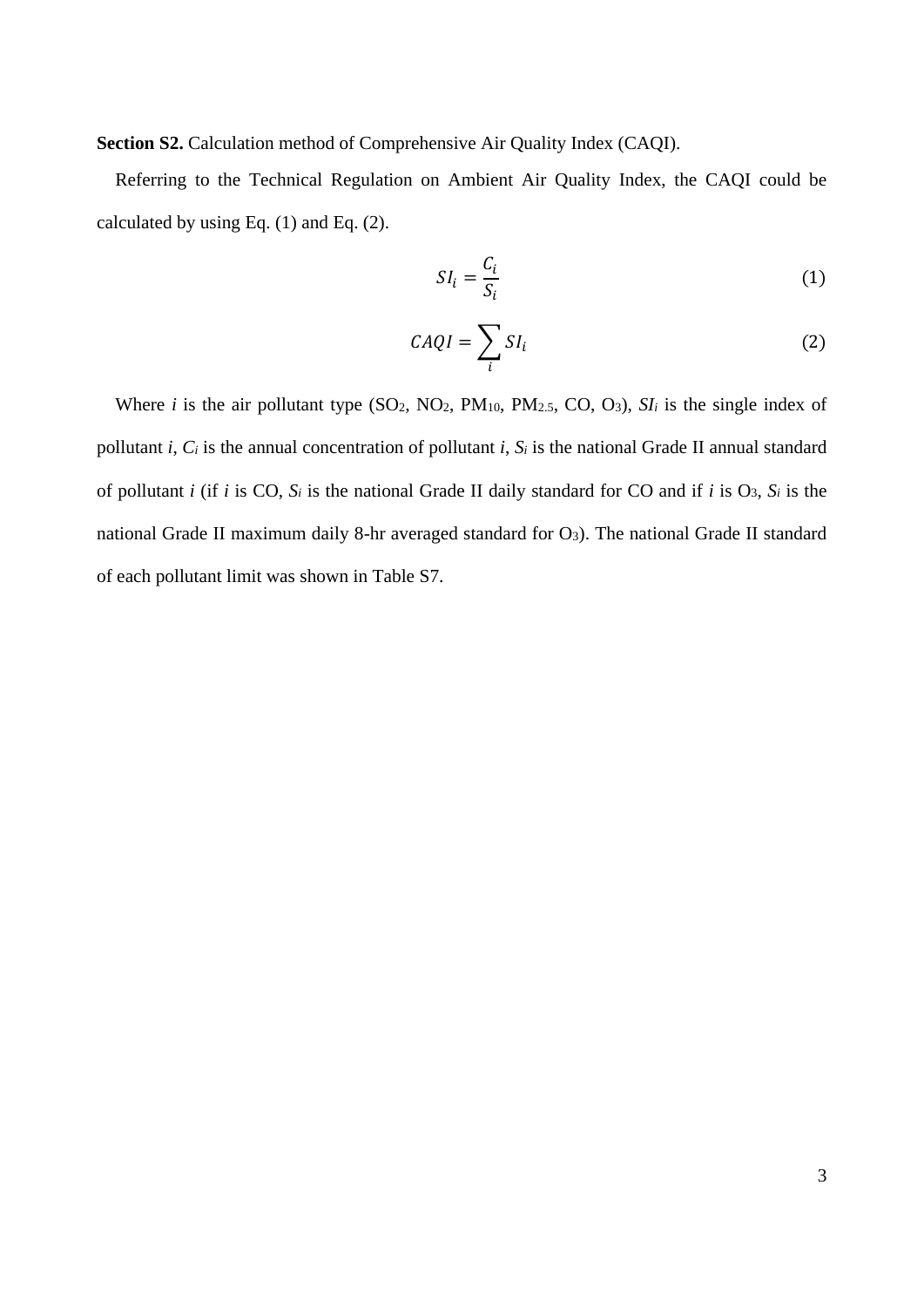**Section S2.** Calculation method of Comprehensive Air Quality Index (CAQI).

Referring to the Technical Regulation on Ambient Air Quality Index, the CAQI could be calculated by using Eq. (1) and Eq. (2).

$$SI_i = \frac{C_i}{S_i} \tag{1}$$

$$CAQI = \sum_i SI_i \tag{2}$$

Where *i* is the air pollutant type ($SO_2$, $NO_2$, $PM_{10}$, $PM_{2.5}$, CO, $O_3$), $SI_i$ is the single index of pollutant *i*, $C_i$ is the annual concentration of pollutant *i*, $S_i$ is the national Grade II annual standard of pollutant *i* (if *i* is CO, $S_i$ is the national Grade II daily standard for CO and if *i* is $O_3$, $S_i$ is the national Grade II maximum daily 8-hr averaged standard for $O_3$). The national Grade II standard of each pollutant limit was shown in Table S7.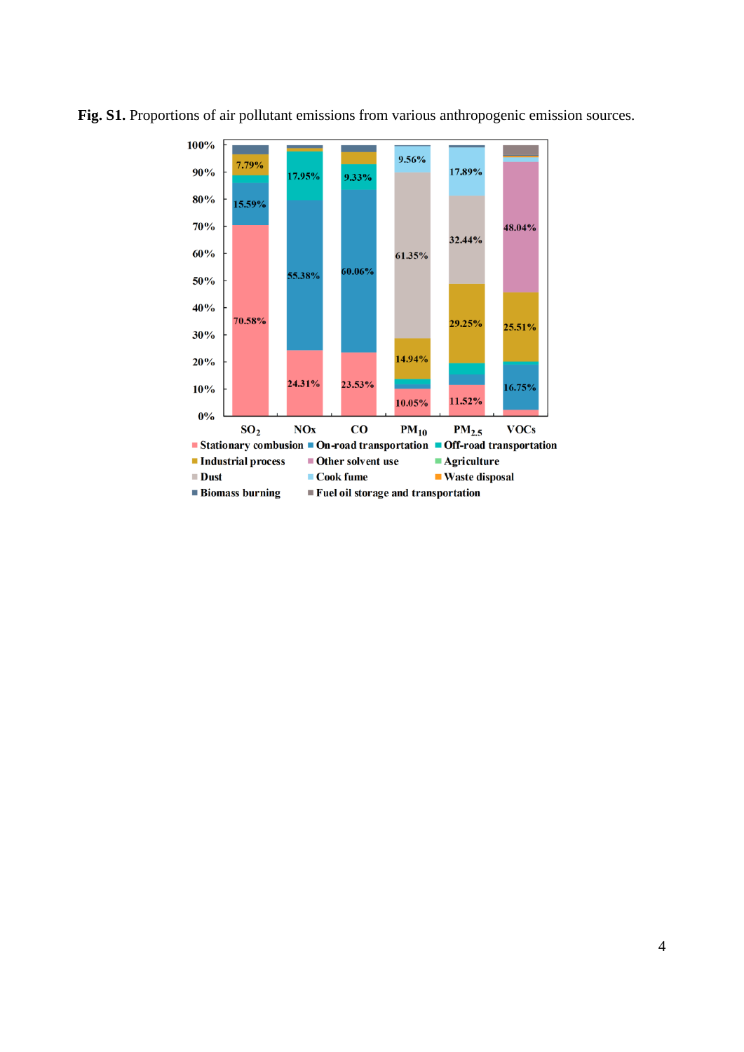**Fig. S1.** Proportions of air pollutant emissions from various anthropogenic emission sources.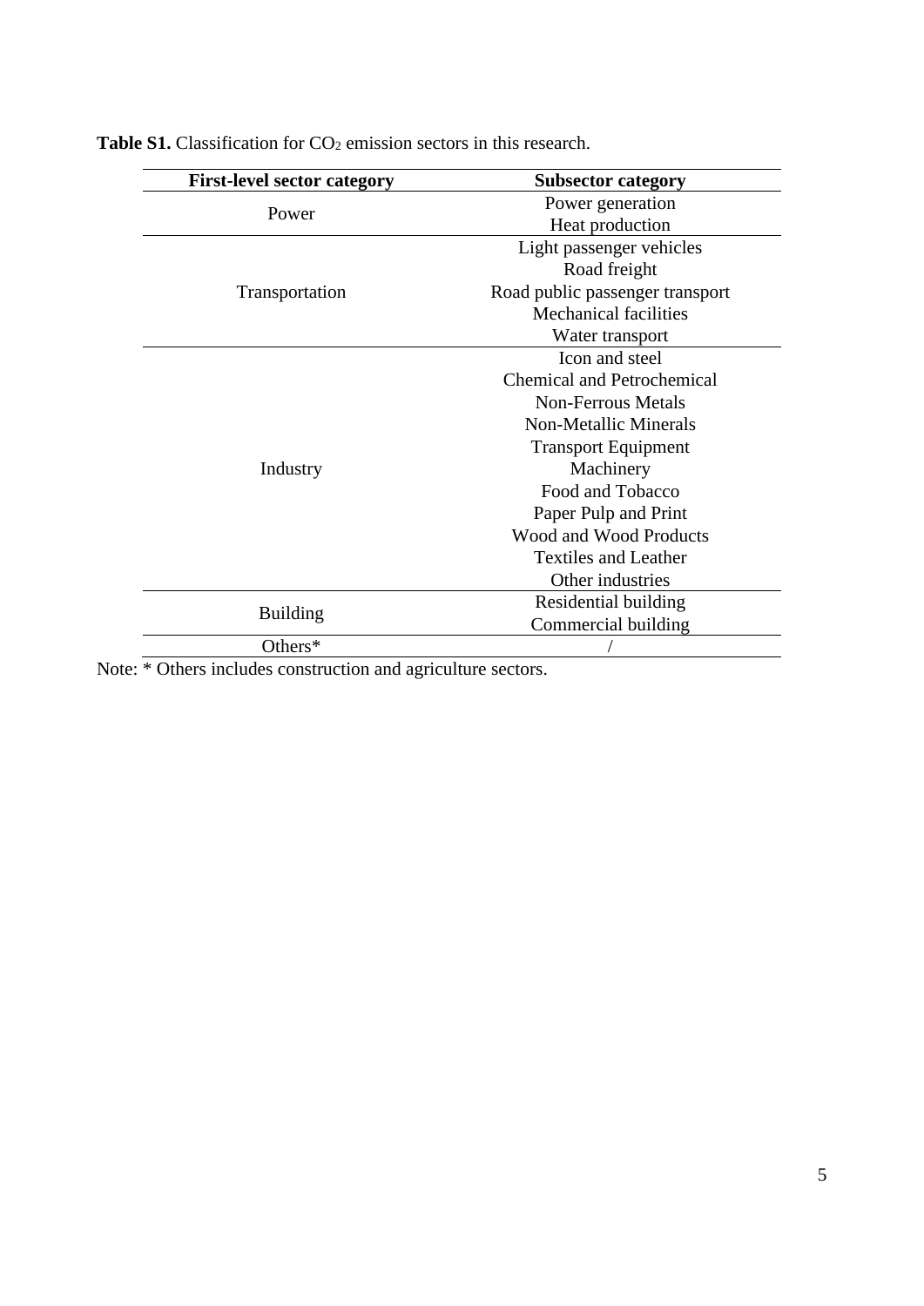**Table S1.** Classification for $CO_2$ emission sectors in this research.

| First-level sector category | Subsector category |
| --- | --- |
| Power | Power generation |
| | Heat production |
| Transportation | Light passenger vehicles |
| | Road freight |
| | Road public passenger transport |
| | Mechanical facilities |
| | Water transport |
| Industry | Icon and steel |
| | Chemical and Petrochemical |
| | Non-Ferrous Metals |
| | Non-Metallic Minerals |
| | Transport Equipment |
| | Machinery |
| | Food and Tobacco |
| | Paper Pulp and Print |
| | Wood and Wood Products |
| | Textiles and Leather |
| | Other industries |
| Building | Residential building |
| | Commercial building |
| Others* | / |

Note: * Others includes construction and agriculture sectors.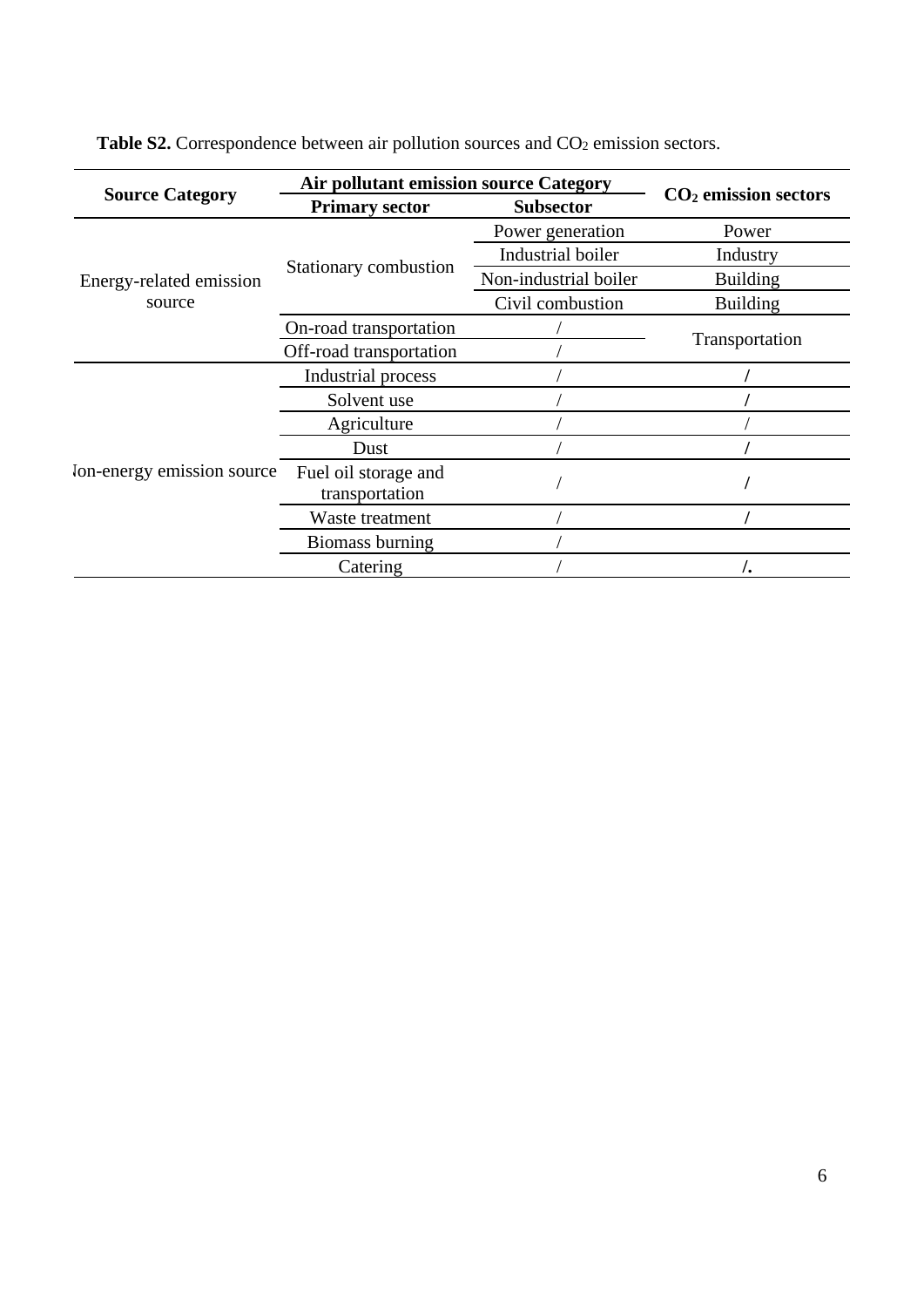**Table S2.** Correspondence between air pollution sources and $CO_2$ emission sectors.

| Source Category | Air pollutant emission source Category | | $CO_2$ emission sectors |
|---|---|---|---|
| | Primary sector | Subsector | |
| Energy-related emission source | Stationary combustion | Power generation | Power |
| | | Industrial boiler | Industry |
| | | Non-industrial boiler | Building |
| | | Civil combustion | Building |
| | On-road transportation | / | Transportation |
| | Off-road transportation | / | |
| Non-energy emission source | Industrial process | / | / |
| | Solvent use | / | / |
| | Agriculture | / | / |
| | Dust | / | / |
| | Fuel oil storage and transportation | / | / |
| | Waste treatment | / | / |
| | Biomass burning | / | |
| | Catering | / | /. |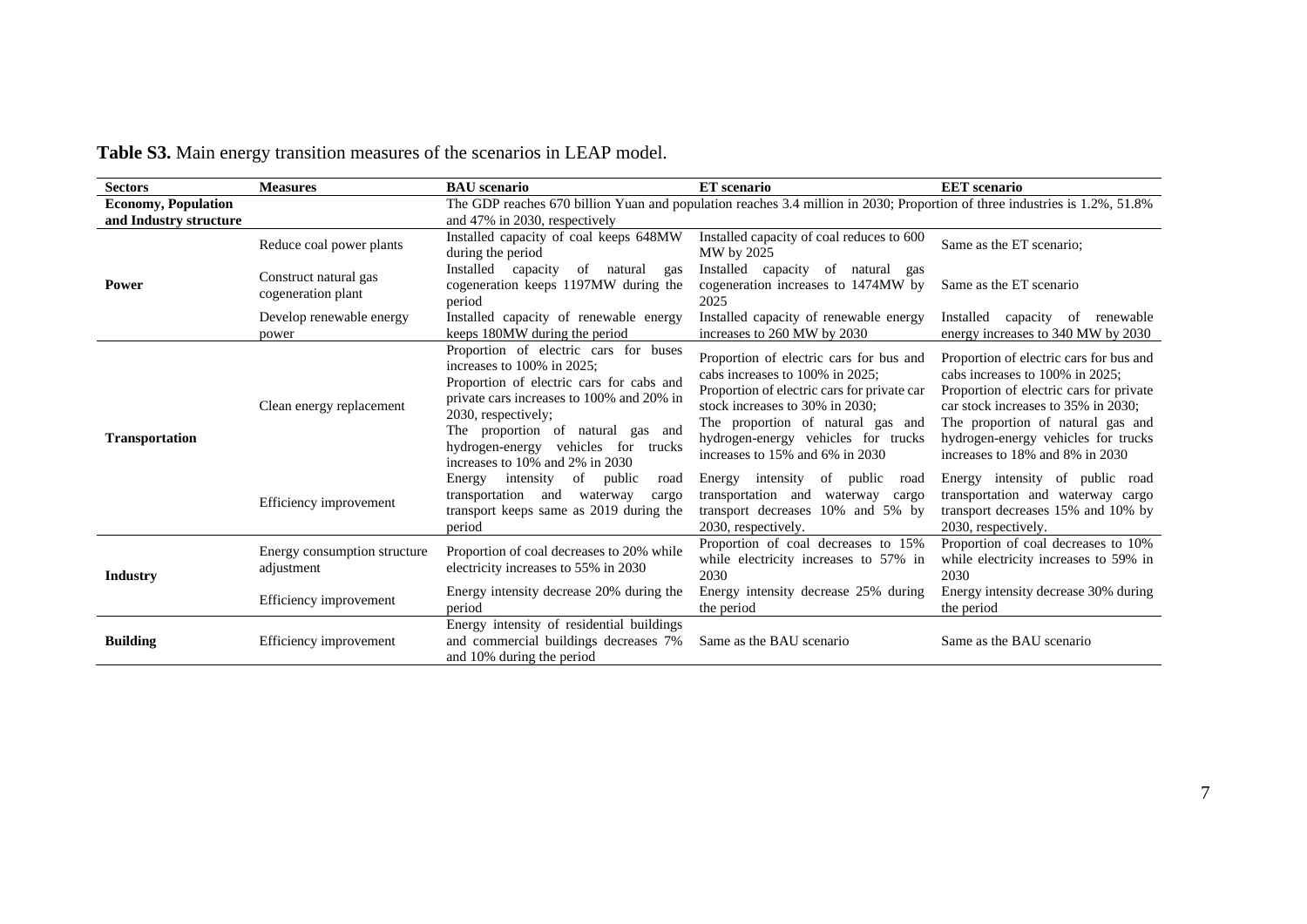**Table S3.** Main energy transition measures of the scenarios in LEAP model.

| Sectors | Measures | BAU scenario | ET scenario | EET scenario |
| --- | --- | --- | --- | --- |
| **Economy, Population and Industry structure** | | The GDP reaches 670 billion Yuan and population reaches 3.4 million in 2030; Proportion of three industries is 1.2%, 51.8% and 47% in 2030, respectively | | |
| **Power** | Reduce coal power plants | Installed capacity of coal keeps 648MW during the period | Installed capacity of coal reduces to 600 MW by 2025 | Same as the ET scenario; |
| | Construct natural gas cogeneration plant | Installed capacity of natural gas cogeneration keeps 1197MW during the period | Installed capacity of natural gas cogeneration increases to 1474MW by 2025 | Same as the ET scenario |
| | Develop renewable energy power | Installed capacity of renewable energy keeps 180MW during the period | Installed capacity of renewable energy increases to 260 MW by 2030 | Installed capacity of renewable energy increases to 340 MW by 2030 |
| **Transportation** | Clean energy replacement | Proportion of electric cars for buses increases to 100% in 2025; Proportion of electric cars for cabs and private cars increases to 100% and 20% in 2030, respectively; The proportion of natural gas and hydrogen-energy vehicles for trucks increases to 10% and 2% in 2030 | Proportion of electric cars for bus and cabs increases to 100% in 2025; Proportion of electric cars for private car stock increases to 30% in 2030; The proportion of natural gas and hydrogen-energy vehicles for trucks increases to 15% and 6% in 2030 | Proportion of electric cars for bus and cabs increases to 100% in 2025; Proportion of electric cars for private car stock increases to 35% in 2030; The proportion of natural gas and hydrogen-energy vehicles for trucks increases to 18% and 8% in 2030 |
| | Efficiency improvement | Energy intensity of public road transportation and waterway cargo transport keeps same as 2019 during the period | Energy intensity of public road transportation and waterway cargo transport decreases 10% and 5% by 2030, respectively. | Energy intensity of public road transportation and waterway cargo transport decreases 15% and 10% by 2030, respectively. |
| **Industry** | Energy consumption structure adjustment | Proportion of coal decreases to 20% while electricity increases to 55% in 2030 | Proportion of coal decreases to 15% while electricity increases to 57% in 2030 | Proportion of coal decreases to 10% while electricity increases to 59% in 2030 |
| | Efficiency improvement | Energy intensity decrease 20% during the period | Energy intensity decrease 25% during the period | Energy intensity decrease 30% during the period |
| **Building** | Efficiency improvement | Energy intensity of residential buildings and commercial buildings decreases 7% and 10% during the period | Same as the BAU scenario | Same as the BAU scenario |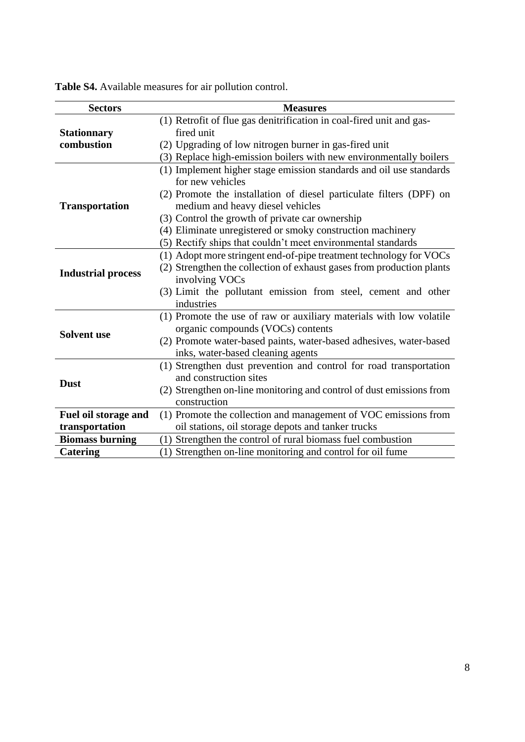**Table S4.** Available measures for air pollution control.

| Sectors | Measures |
|---|---|
| **Stationnary combustion** | (1) Retrofit of flue gas denitrification in coal-fired unit and gas-fired unit<br>(2) Upgrading of low nitrogen burner in gas-fired unit<br>(3) Replace high-emission boilers with new environmentally boilers |
| **Transportation** | (1) Implement higher stage emission standards and oil use standards for new vehicles<br>(2) Promote the installation of diesel particulate filters (DPF) on medium and heavy diesel vehicles<br>(3) Control the growth of private car ownership<br>(4) Eliminate unregistered or smoky construction machinery<br>(5) Rectify ships that couldn't meet environmental standards |
| **Industrial process** | (1) Adopt more stringent end-of-pipe treatment technology for VOCs<br>(2) Strengthen the collection of exhaust gases from production plants involving VOCs<br>(3) Limit the pollutant emission from steel, cement and other industries |
| **Solvent use** | (1) Promote the use of raw or auxiliary materials with low volatile organic compounds (VOCs) contents<br>(2) Promote water-based paints, water-based adhesives, water-based inks, water-based cleaning agents |
| **Dust** | (1) Strengthen dust prevention and control for road transportation and construction sites<br>(2) Strengthen on-line monitoring and control of dust emissions from construction |
| **Fuel oil storage and transportation** | (1) Promote the collection and management of VOC emissions from oil stations, oil storage depots and tanker trucks |
| **Biomass burning** | (1) Strengthen the control of rural biomass fuel combustion |
| **Catering** | (1) Strengthen on-line monitoring and control for oil fume |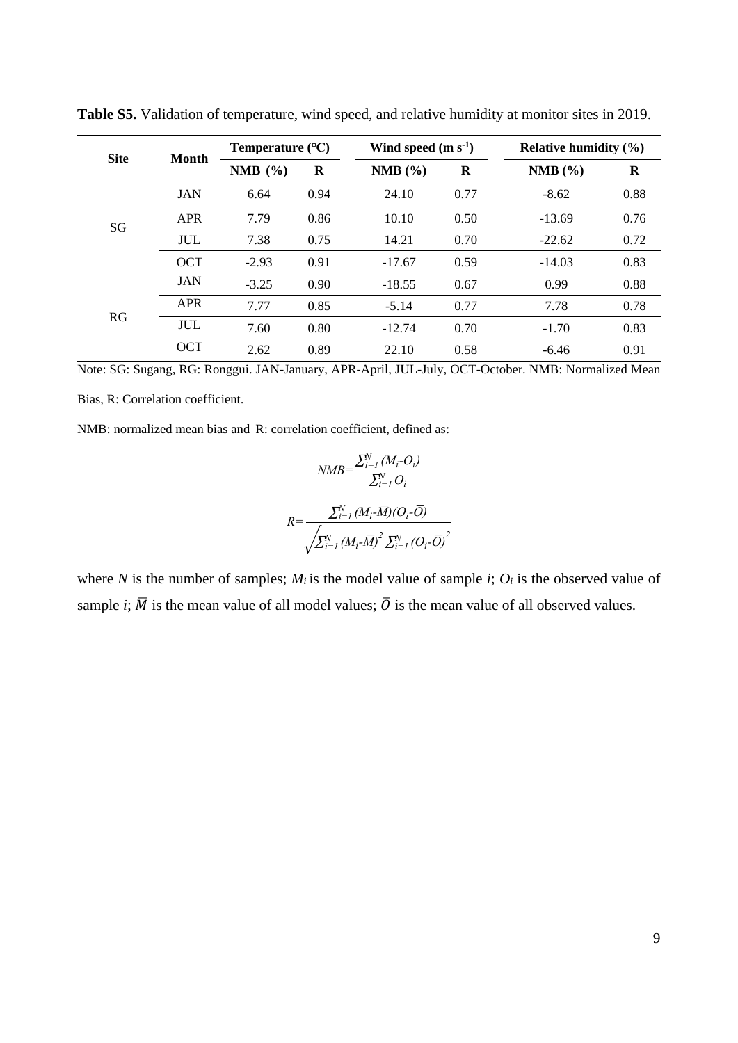**Table S5.** Validation of temperature, wind speed, and relative humidity at monitor sites in 2019.

| Site | Month | Temperature (℃) | | Wind speed (m s$^{-1}$) | | Relative humidity (%) | |
|---|---|---|---|---|---|---|---|
| | | NMB (%) | R | NMB (%) | R | NMB (%) | R |
| SG | JAN | 6.64 | 0.94 | 24.10 | 0.77 | -8.62 | 0.88 |
| | APR | 7.79 | 0.86 | 10.10 | 0.50 | -13.69 | 0.76 |
| | JUL | 7.38 | 0.75 | 14.21 | 0.70 | -22.62 | 0.72 |
| | OCT | -2.93 | 0.91 | -17.67 | 0.59 | -14.03 | 0.83 |
| RG | JAN | -3.25 | 0.90 | -18.55 | 0.67 | 0.99 | 0.88 |
| | APR | 7.77 | 0.85 | -5.14 | 0.77 | 7.78 | 0.78 |
| | JUL | 7.60 | 0.80 | -12.74 | 0.70 | -1.70 | 0.83 |
| | OCT | 2.62 | 0.89 | 22.10 | 0.58 | -6.46 | 0.91 |

Note: SG: Sugang, RG: Ronggui. JAN-January, APR-April, JUL-July, OCT-October. NMB: Normalized Mean Bias, R: Correlation coefficient.

NMB: normalized mean bias and R: correlation coefficient, defined as:

$$NMB=\frac{\sum_{i=1}^{N}(M_i-O_i)}{\sum_{i=1}^{N}O_i}$$

$$R=\frac{\sum_{i=1}^{N}(M_i-\bar{M})(O_i-\bar{O})}{\sqrt{\sum_{i=1}^{N}(M_i-\bar{M})^2\sum_{i=1}^{N}(O_i-\bar{O})^2}}$$

where $N$ is the number of samples; $M_i$ is the model value of sample $i$; $O_i$ is the observed value of sample $i$; $\bar{M}$ is the mean value of all model values; $\bar{O}$ is the mean value of all observed values.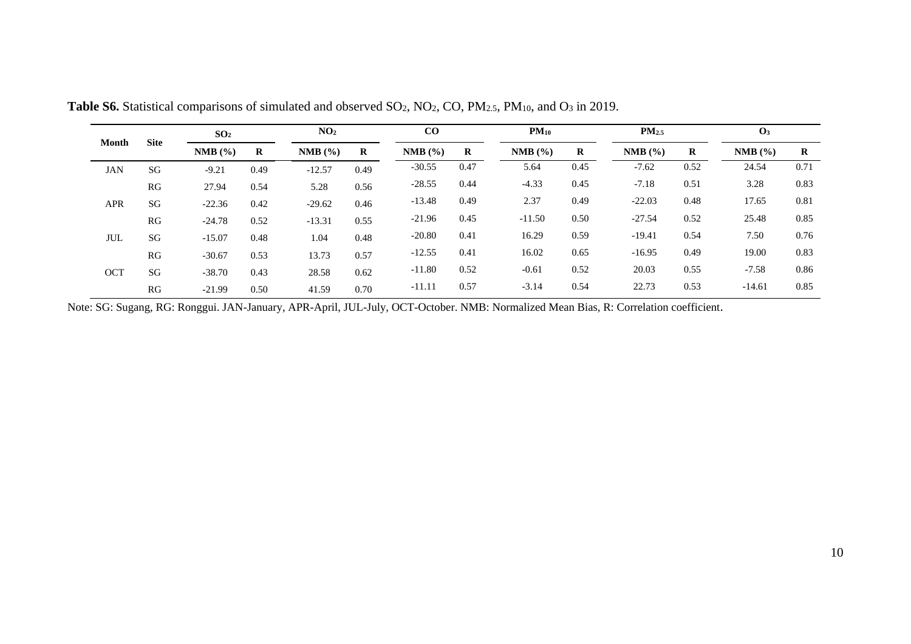**Table S6.** Statistical comparisons of simulated and observed $SO_2$, $NO_2$, CO, $PM_{2.5}$, $PM_{10}$, and $O_3$ in 2019.

| Month | Site | $SO_2$ | | $NO_2$ | | CO | | $PM_{10}$ | | $PM_{2.5}$ | | $O_3$ | |
|---|---|---|---|---|---|---|---|---|---|---|---|---|---|
| | | NMB (%) | R | NMB (%) | R | NMB (%) | R | NMB (%) | R | NMB (%) | R | NMB (%) | R |
| JAN | SG | -9.21 | 0.49 | -12.57 | 0.49 | -30.55 | 0.47 | 5.64 | 0.45 | -7.62 | 0.52 | 24.54 | 0.71 |
| | RG | 27.94 | 0.54 | 5.28 | 0.56 | -28.55 | 0.44 | -4.33 | 0.45 | -7.18 | 0.51 | 3.28 | 0.83 |
| APR | SG | -22.36 | 0.42 | -29.62 | 0.46 | -13.48 | 0.49 | 2.37 | 0.49 | -22.03 | 0.48 | 17.65 | 0.81 |
| | RG | -24.78 | 0.52 | -13.31 | 0.55 | -21.96 | 0.45 | -11.50 | 0.50 | -27.54 | 0.52 | 25.48 | 0.85 |
| JUL | SG | -15.07 | 0.48 | 1.04 | 0.48 | -20.80 | 0.41 | 16.29 | 0.59 | -19.41 | 0.54 | 7.50 | 0.76 |
| | RG | -30.67 | 0.53 | 13.73 | 0.57 | -12.55 | 0.41 | 16.02 | 0.65 | -16.95 | 0.49 | 19.00 | 0.83 |
| OCT | SG | -38.70 | 0.43 | 28.58 | 0.62 | -11.80 | 0.52 | -0.61 | 0.52 | 20.03 | 0.55 | -7.58 | 0.86 |
| | RG | -21.99 | 0.50 | 41.59 | 0.70 | -11.11 | 0.57 | -3.14 | 0.54 | 22.73 | 0.53 | -14.61 | 0.85 |

Note: SG: Sugang, RG: Ronggui. JAN-January, APR-April, JUL-July, OCT-October. NMB: Normalized Mean Bias, R: Correlation coefficient.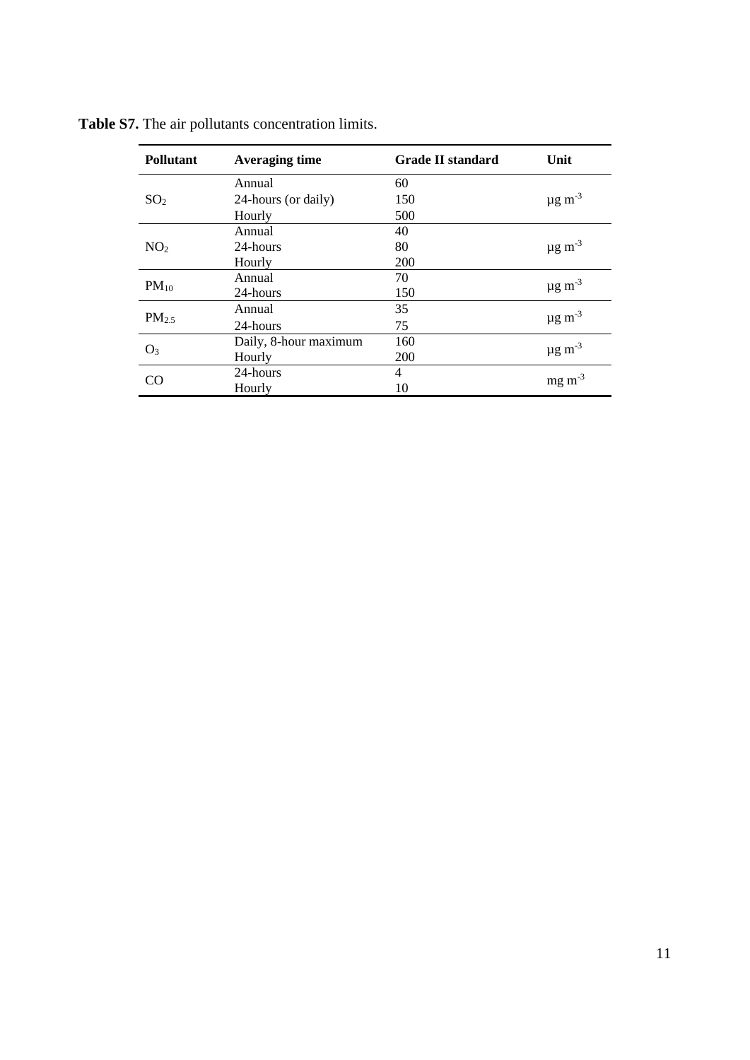**Table S7.** The air pollutants concentration limits.

| Pollutant | Averaging time | Grade II standard | Unit |
|---|---|---|---|
| $SO_2$ | Annual | 60 | μg $m^{-3}$ |
| | 24-hours (or daily) | 150 | |
| | Hourly | 500 | |
| $NO_2$ | Annual | 40 | μg $m^{-3}$ |
| | 24-hours | 80 | |
| | Hourly | 200 | |
| $PM_{10}$ | Annual | 70 | μg $m^{-3}$ |
| | 24-hours | 150 | |
| $PM_{2.5}$ | Annual | 35 | μg $m^{-3}$ |
| | 24-hours | 75 | |
| $O_3$ | Daily, 8-hour maximum | 160 | μg $m^{-3}$ |
| | Hourly | 200 | |
| CO | 24-hours | 4 | mg $m^{-3}$ |
| | Hourly | 10 | |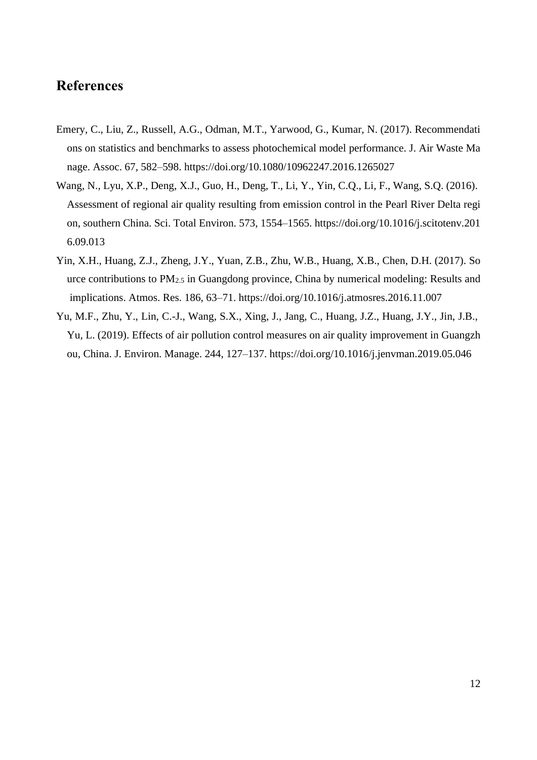## References

Emery, C., Liu, Z., Russell, A.G., Odman, M.T., Yarwood, G., Kumar, N. (2017). Recommendations on statistics and benchmarks to assess photochemical model performance. J. Air Waste Manage. Assoc. 67, 582–598. https://doi.org/10.1080/10962247.2016.1265027

Wang, N., Lyu, X.P., Deng, X.J., Guo, H., Deng, T., Li, Y., Yin, C.Q., Li, F., Wang, S.Q. (2016). Assessment of regional air quality resulting from emission control in the Pearl River Delta region, southern China. Sci. Total Environ. 573, 1554–1565. https://doi.org/10.1016/j.scitotenv.2016.09.013

Yin, X.H., Huang, Z.J., Zheng, J.Y., Yuan, Z.B., Zhu, W.B., Huang, X.B., Chen, D.H. (2017). Source contributions to $PM_{2.5}$ in Guangdong province, China by numerical modeling: Results and implications. Atmos. Res. 186, 63–71. https://doi.org/10.1016/j.atmosres.2016.11.007

Yu, M.F., Zhu, Y., Lin, C.-J., Wang, S.X., Xing, J., Jang, C., Huang, J.Z., Huang, J.Y., Jin, J.B., Yu, L. (2019). Effects of air pollution control measures on air quality improvement in Guangzhou, China. J. Environ. Manage. 244, 127–137. https://doi.org/10.1016/j.jenvman.2019.05.046